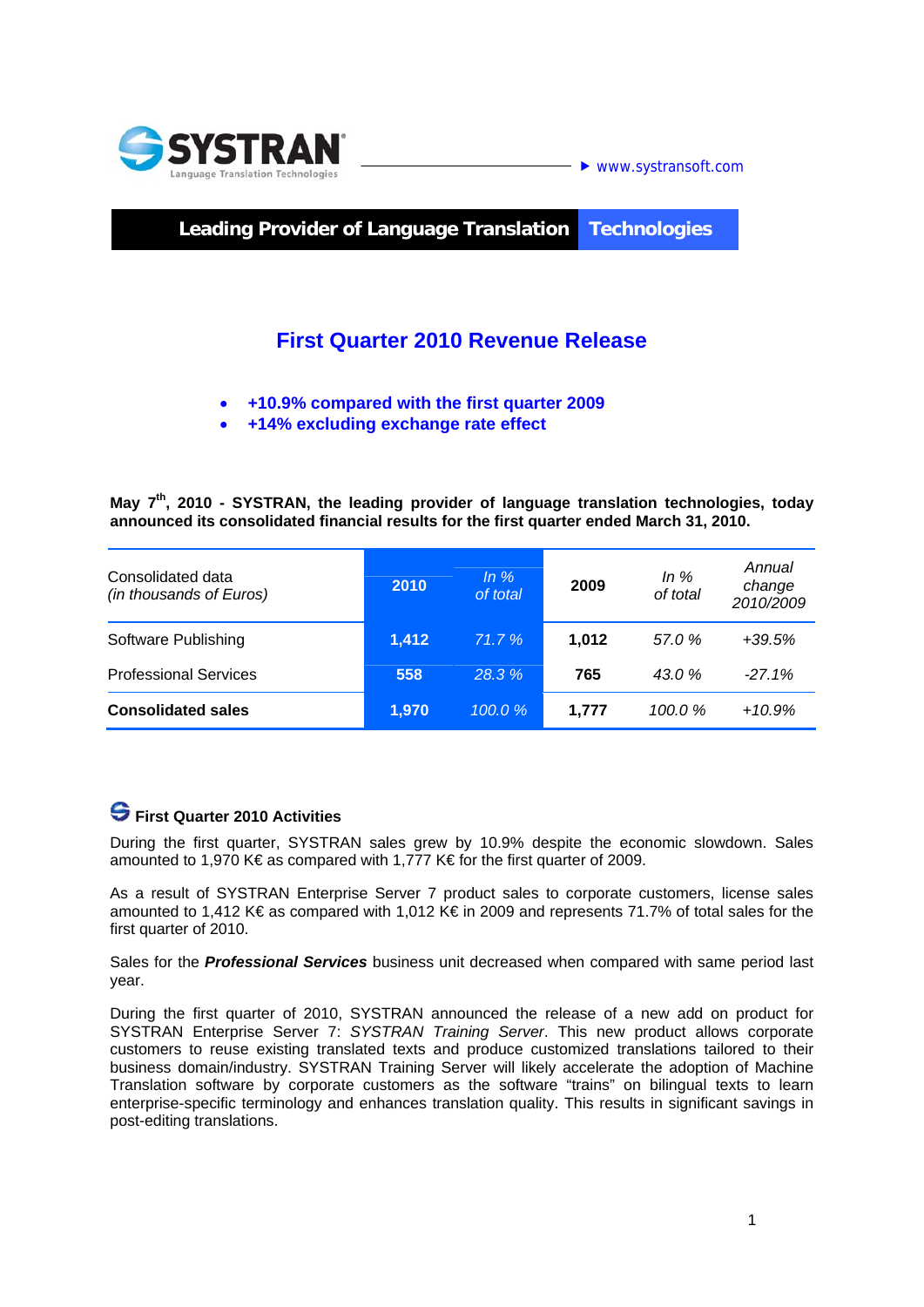SYSTRAN
Language Translation Technologies

www.systransoft.com

**Leading Provider of Language Translation Technologies**

# First Quarter 2010 Revenue Release

- **+10.9% compared with the first quarter 2009**
- **+14% excluding exchange rate effect**

**May 7th, 2010 - SYSTRAN, the leading provider of language translation technologies, today announced its consolidated financial results for the first quarter ended March 31, 2010.**

| Consolidated data *(in thousands of Euros)* | 2010 | *In % of total* | 2009 | *In % of total* | *Annual change 2010/2009* |
|---|---|---|---|---|---|
| Software Publishing | **1,412** | *71.7 %* | **1,012** | *57.0 %* | *+39.5%* |
| Professional Services | **558** | *28.3 %* | **765** | *43.0 %* | *-27.1%* |
| **Consolidated sales** | **1,970** | *100.0 %* | **1,777** | *100.0 %* | *+10.9%* |

## First Quarter 2010 Activities

During the first quarter, SYSTRAN sales grew by 10.9% despite the economic slowdown. Sales amounted to 1,970 K€ as compared with 1,777 K€ for the first quarter of 2009.

As a result of SYSTRAN Enterprise Server 7 product sales to corporate customers, license sales amounted to 1,412 K€ as compared with 1,012 K€ in 2009 and represents 71.7% of total sales for the first quarter of 2010.

Sales for the ***Professional Services*** business unit decreased when compared with same period last year.

During the first quarter of 2010, SYSTRAN announced the release of a new add on product for SYSTRAN Enterprise Server 7: *SYSTRAN Training Server*. This new product allows corporate customers to reuse existing translated texts and produce customized translations tailored to their business domain/industry. SYSTRAN Training Server will likely accelerate the adoption of Machine Translation software by corporate customers as the software "trains" on bilingual texts to learn enterprise-specific terminology and enhances translation quality. This results in significant savings in post-editing translations.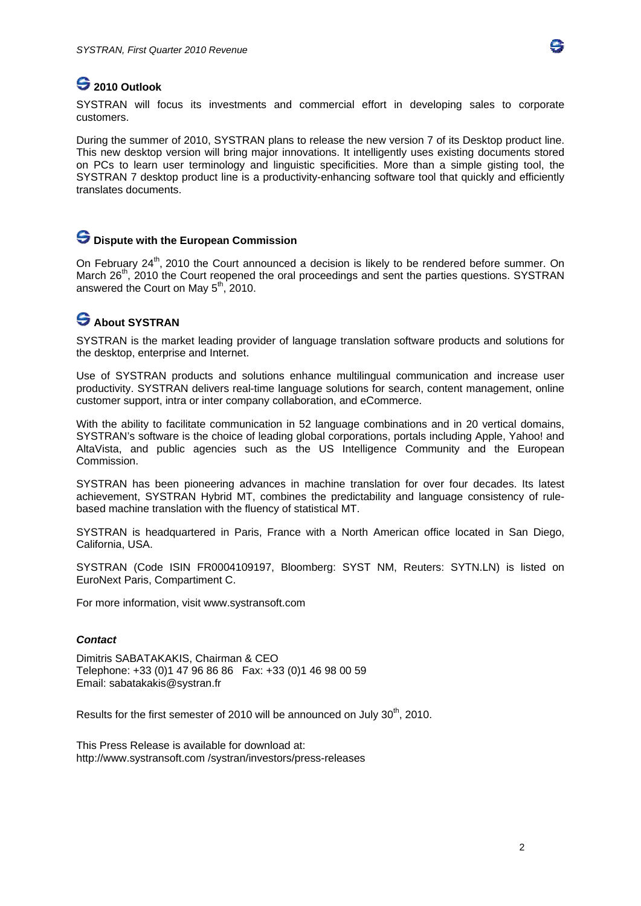## 2010 Outlook

SYSTRAN will focus its investments and commercial effort in developing sales to corporate customers.

During the summer of 2010, SYSTRAN plans to release the new version 7 of its Desktop product line. This new desktop version will bring major innovations. It intelligently uses existing documents stored on PCs to learn user terminology and linguistic specificities. More than a simple gisting tool, the SYSTRAN 7 desktop product line is a productivity-enhancing software tool that quickly and efficiently translates documents.

## Dispute with the European Commission

On February 24th, 2010 the Court announced a decision is likely to be rendered before summer. On March 26th, 2010 the Court reopened the oral proceedings and sent the parties questions. SYSTRAN answered the Court on May 5th, 2010.

## About SYSTRAN

SYSTRAN is the market leading provider of language translation software products and solutions for the desktop, enterprise and Internet.

Use of SYSTRAN products and solutions enhance multilingual communication and increase user productivity. SYSTRAN delivers real-time language solutions for search, content management, online customer support, intra or inter company collaboration, and eCommerce.

With the ability to facilitate communication in 52 language combinations and in 20 vertical domains, SYSTRAN's software is the choice of leading global corporations, portals including Apple, Yahoo! and AltaVista, and public agencies such as the US Intelligence Community and the European Commission.

SYSTRAN has been pioneering advances in machine translation for over four decades. Its latest achievement, SYSTRAN Hybrid MT, combines the predictability and language consistency of rule-based machine translation with the fluency of statistical MT.

SYSTRAN is headquartered in Paris, France with a North American office located in San Diego, California, USA.

SYSTRAN (Code ISIN FR0004109197, Bloomberg: SYST NM, Reuters: SYTN.LN) is listed on EuroNext Paris, Compartiment C.

For more information, visit www.systransoft.com

***Contact***

Dimitris SABATAKAKIS, Chairman & CEO
Telephone: +33 (0)1 47 96 86 86 Fax: +33 (0)1 46 98 00 59
Email: sabatakakis@systran.fr

Results for the first semester of 2010 will be announced on July 30th, 2010.

This Press Release is available for download at:
http://www.systransoft.com /systran/investors/press-releases